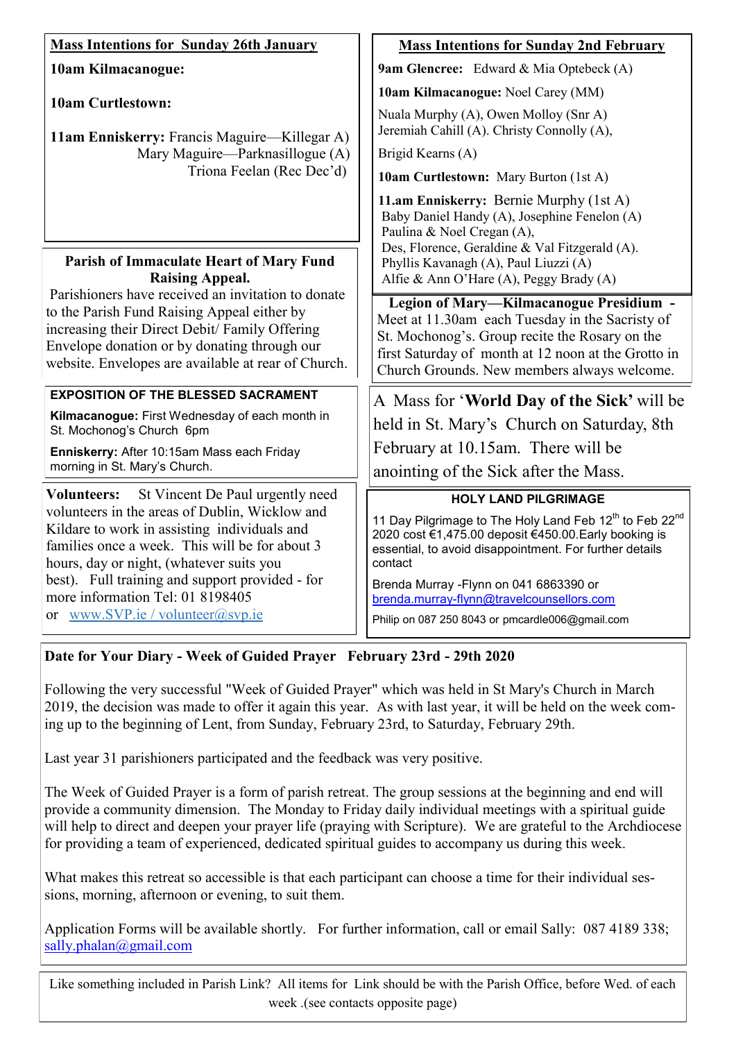## Mass Intentions for Sunday 26th January

**10am Kilmacanogue:**

**10am Curtlestown:**

**11am Enniskerry:** Francis Maguire—Killegar A)
Mary Maguire—Parknasillogue (A)
Triona Feelan (Rec Dec'd)

## Parish of Immaculate Heart of Mary Fund Raising Appeal.

Parishioners have received an invitation to donate to the Parish Fund Raising Appeal either by increasing their Direct Debit/ Family Offering Envelope donation or by donating through our website. Envelopes are available at rear of Church.

## EXPOSITION OF THE BLESSED SACRAMENT

**Kilmacanogue:** First Wednesday of each month in St. Mochonog's Church 6pm

**Enniskerry:** After 10:15am Mass each Friday morning in St. Mary's Church.

**Volunteers:** St Vincent De Paul urgently need volunteers in the areas of Dublin, Wicklow and Kildare to work in assisting individuals and families once a week. This will be for about 3 hours, day or night, (whatever suits you best). Full training and support provided - for more information Tel: 01 8198405 or www.SVP.ie / volunteer@svp.ie

## Mass Intentions for Sunday 2nd February

**9am Glencree:** Edward & Mia Optebeck (A)

**10am Kilmacanogue:** Noel Carey (MM)
Nuala Murphy (A), Owen Molloy (Snr A)
Jeremiah Cahill (A). Christy Connolly (A),
Brigid Kearns (A)

**10am Curtlestown:** Mary Burton (1st A)

**11.am Enniskerry:** Bernie Murphy (1st A)
Baby Daniel Handy (A), Josephine Fenelon (A)
Paulina & Noel Cregan (A),
Des, Florence, Geraldine & Val Fitzgerald (A).
Phyllis Kavanagh (A), Paul Liuzzi (A)
Alfie & Ann O'Hare (A), Peggy Brady (A)

**Legion of Mary—Kilmacanogue Presidium -** Meet at 11.30am each Tuesday in the Sacristy of St. Mochonog's. Group recite the Rosary on the first Saturday of month at 12 noon at the Grotto in Church Grounds. New members always welcome.

A Mass for '**World Day of the Sick'** will be held in St. Mary's Church on Saturday, 8th February at 10.15am. There will be anointing of the Sick after the Mass.

## HOLY LAND PILGRIMAGE

11 Day Pilgrimage to The Holy Land Feb 12th to Feb 22nd 2020 cost €1,475.00 deposit €450.00.Early booking is essential, to avoid disappointment. For further details contact

Brenda Murray -Flynn on 041 6863390 or brenda.murray-flynn@travelcounsellors.com

Philip on 087 250 8043 or pmcardle006@gmail.com

## Date for Your Diary - Week of Guided Prayer February 23rd - 29th 2020

Following the very successful "Week of Guided Prayer" which was held in St Mary's Church in March 2019, the decision was made to offer it again this year. As with last year, it will be held on the week coming up to the beginning of Lent, from Sunday, February 23rd, to Saturday, February 29th.

Last year 31 parishioners participated and the feedback was very positive.

The Week of Guided Prayer is a form of parish retreat. The group sessions at the beginning and end will provide a community dimension. The Monday to Friday daily individual meetings with a spiritual guide will help to direct and deepen your prayer life (praying with Scripture). We are grateful to the Archdiocese for providing a team of experienced, dedicated spiritual guides to accompany us during this week.

What makes this retreat so accessible is that each participant can choose a time for their individual sessions, morning, afternoon or evening, to suit them.

Application Forms will be available shortly. For further information, call or email Sally: 087 4189 338; sally.phalan@gmail.com

Like something included in Parish Link? All items for Link should be with the Parish Office, before Wed. of each week .(see contacts opposite page)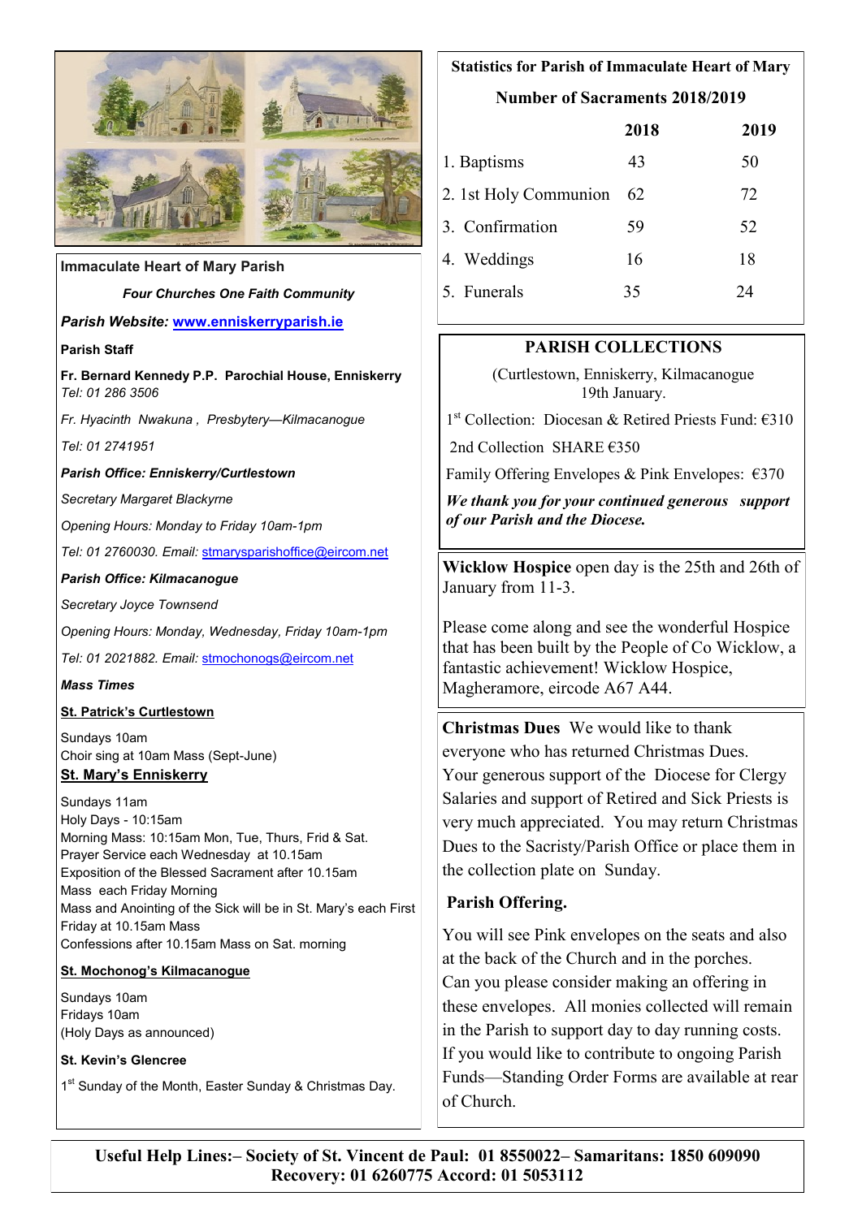## Immaculate Heart of Mary Parish

***Four Churches One Faith Community***

***Parish Website:* [www.enniskerryparish.ie](http://www.enniskerryparish.ie)**

**Parish Staff**

**Fr. Bernard Kennedy P.P. Parochial House, Enniskerry**
*Tel: 01 286 3506*

*Fr. Hyacinth Nwakuna , Presbytery—Kilmacanogue*

*Tel: 01 2741951*

***Parish Office: Enniskerry/Curtlestown***

*Secretary Margaret Blackyrne*

*Opening Hours: Monday to Friday 10am-1pm*

*Tel: 01 2760030. Email:* stmarysparishoffice@eircom.net

***Parish Office: Kilmacanogue***

*Secretary Joyce Townsend*

*Opening Hours: Monday, Wednesday, Friday 10am-1pm*

*Tel: 01 2021882. Email:* stmochonogs@eircom.net

***Mass Times***

**St. Patrick's Curtlestown**

Sundays 10am
Choir sing at 10am Mass (Sept-June)

**St. Mary's Enniskerry**

Sundays 11am
Holy Days - 10:15am
Morning Mass: 10:15am Mon, Tue, Thurs, Frid & Sat.
Prayer Service each Wednesday at 10.15am
Exposition of the Blessed Sacrament after 10.15am
Mass each Friday Morning
Mass and Anointing of the Sick will be in St. Mary's each First Friday at 10.15am Mass
Confessions after 10.15am Mass on Sat. morning

**St. Mochonog's Kilmacanogue**

Sundays 10am
Fridays 10am
(Holy Days as announced)

**St. Kevin's Glencree**

1st Sunday of the Month, Easter Sunday & Christmas Day.

### Statistics for Parish of Immaculate Heart of Mary

**Number of Sacraments 2018/2019**

| | 2018 | 2019 |
|---|---|---|
| 1. Baptisms | 43 | 50 |
| 2. 1st Holy Communion | 62 | 72 |
| 3. Confirmation | 59 | 52 |
| 4. Weddings | 16 | 18 |
| 5. Funerals | 35 | 24 |

### PARISH COLLECTIONS

(Curtlestown, Enniskerry, Kilmacanogue
19th January.

1st Collection: Diocesan & Retired Priests Fund: €310

2nd Collection SHARE €350

Family Offering Envelopes & Pink Envelopes: €370

***We thank you for your continued generous support of our Parish and the Diocese.***

**Wicklow Hospice** open day is the 25th and 26th of January from 11-3.

Please come along and see the wonderful Hospice that has been built by the People of Co Wicklow, a fantastic achievement! Wicklow Hospice, Magheramore, eircode A67 A44.

**Christmas Dues** We would like to thank everyone who has returned Christmas Dues. Your generous support of the Diocese for Clergy Salaries and support of Retired and Sick Priests is very much appreciated. You may return Christmas Dues to the Sacristy/Parish Office or place them in the collection plate on Sunday.

**Parish Offering.**

You will see Pink envelopes on the seats and also at the back of the Church and in the porches. Can you please consider making an offering in these envelopes. All monies collected will remain in the Parish to support day to day running costs. If you would like to contribute to ongoing Parish Funds—Standing Order Forms are available at rear of Church.

**Useful Help Lines:– Society of St. Vincent de Paul: 01 8550022– Samaritans: 1850 609090 Recovery: 01 6260775 Accord: 01 5053112**